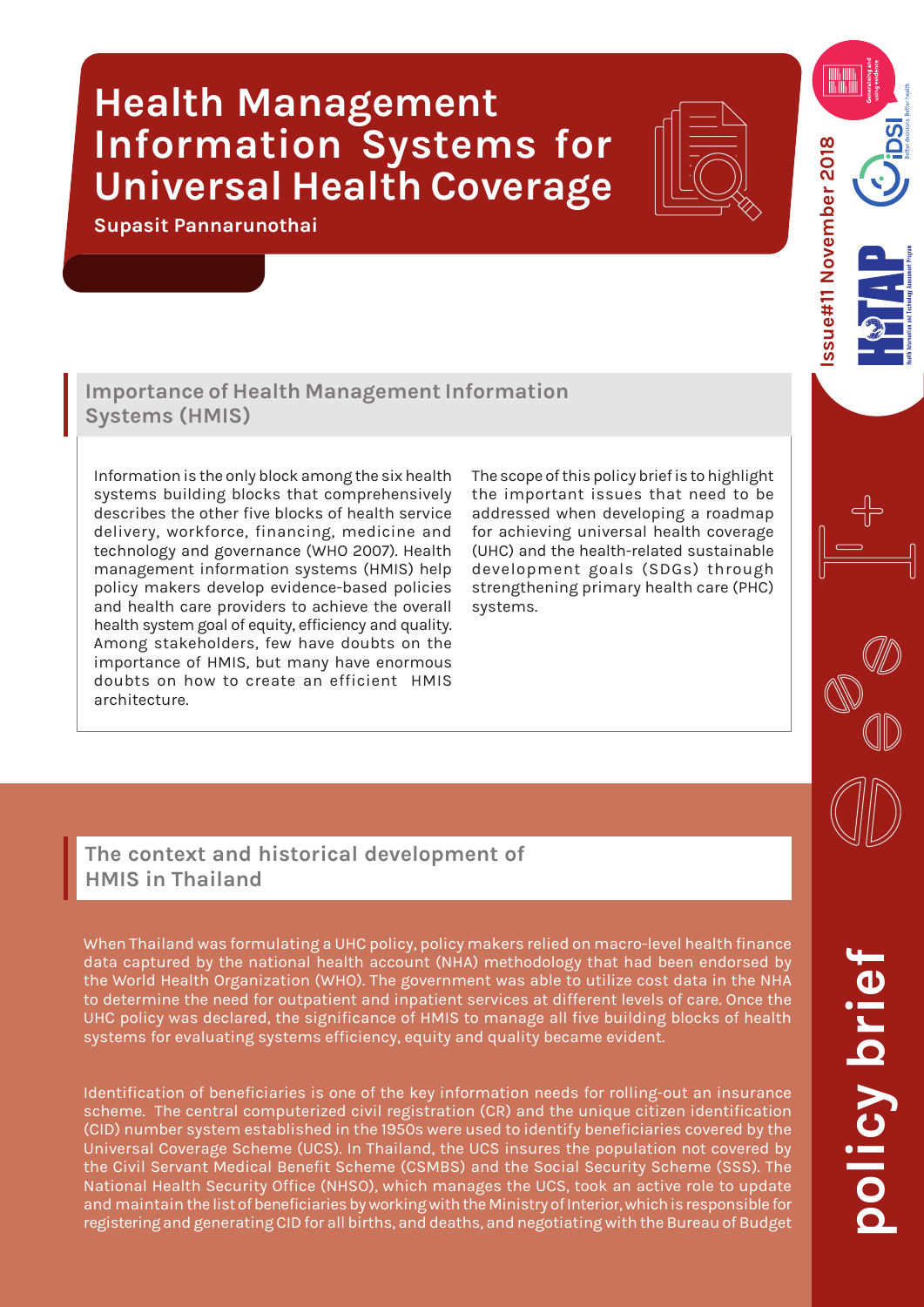# Health Management Information Systems for Universal Health Coverage

**Supasit Pannarunothai**

Issue#11 November 2018

policy brief

## Importance of Health Management Information Systems (HMIS)

Information is the only block among the six health systems building blocks that comprehensively describes the other five blocks of health service delivery, workforce, financing, medicine and technology and governance (WHO 2007). Health management information systems (HMIS) help policy makers develop evidence-based policies and health care providers to achieve the overall health system goal of equity, efficiency and quality. Among stakeholders, few have doubts on the importance of HMIS, but many have enormous doubts on how to create an efficient HMIS architecture.

The scope of this policy brief is to highlight the important issues that need to be addressed when developing a roadmap for achieving universal health coverage (UHC) and the health-related sustainable development goals (SDGs) through strengthening primary health care (PHC) systems.

## The context and historical development of HMIS in Thailand

When Thailand was formulating a UHC policy, policy makers relied on macro-level health finance data captured by the national health account (NHA) methodology that had been endorsed by the World Health Organization (WHO). The government was able to utilize cost data in the NHA to determine the need for outpatient and inpatient services at different levels of care. Once the UHC policy was declared, the significance of HMIS to manage all five building blocks of health systems for evaluating systems efficiency, equity and quality became evident.

Identification of beneficiaries is one of the key information needs for rolling-out an insurance scheme. The central computerized civil registration (CR) and the unique citizen identification (CID) number system established in the 1950s were used to identify beneficiaries covered by the Universal Coverage Scheme (UCS). In Thailand, the UCS insures the population not covered by the Civil Servant Medical Benefit Scheme (CSMBS) and the Social Security Scheme (SSS). The National Health Security Office (NHSO), which manages the UCS, took an active role to update and maintain the list of beneficiaries by working with the Ministry of Interior, which is responsible for registering and generating CID for all births, and deaths, and negotiating with the Bureau of Budget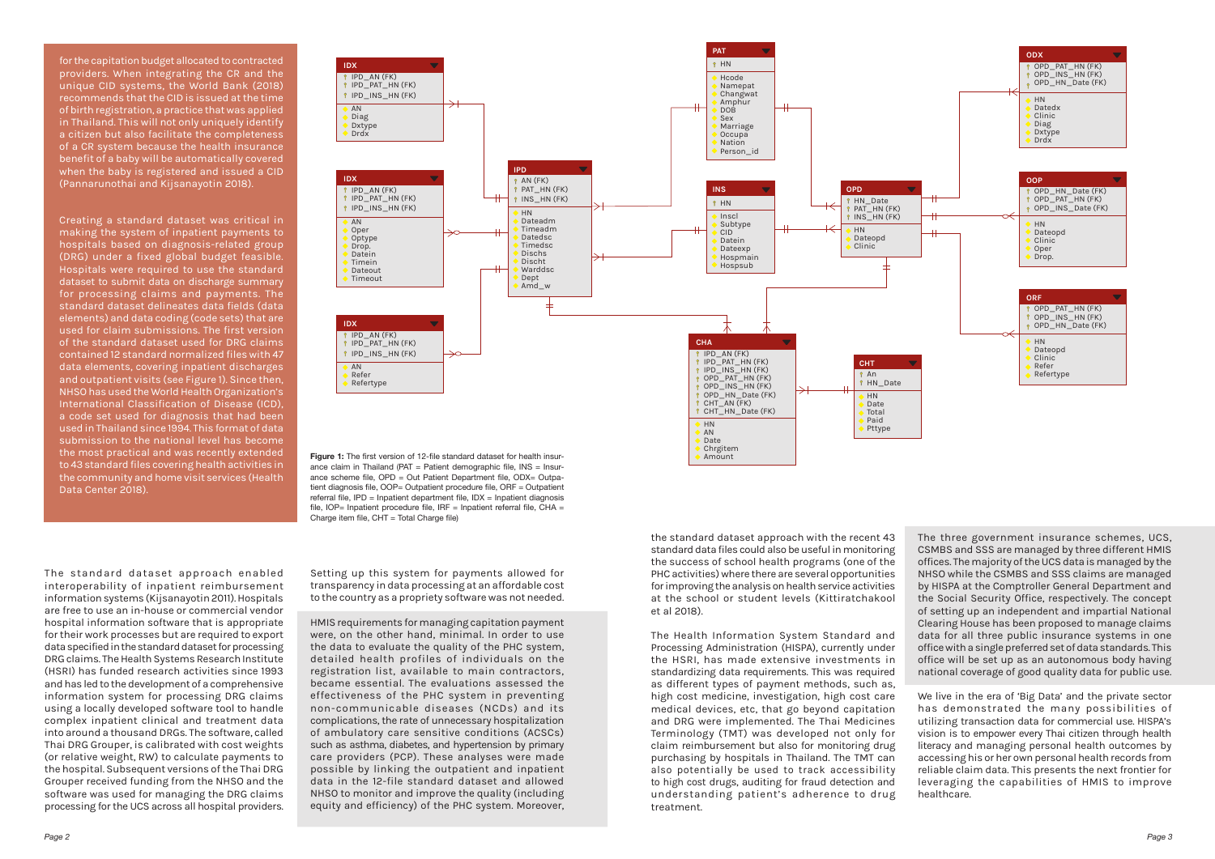for the capitation budget allocated to contracted providers. When integrating the CR and the unique CID systems, the World Bank (2018) recommends that the CID is issued at the time of birth registration, a practice that was applied in Thailand. This will not only uniquely identify a citizen but also facilitate the completeness of a CR system because the health insurance benefit of a baby will be automatically covered when the baby is registered and issued a CID (Pannarunothai and Kijsanayotin 2018).

Creating a standard dataset was critical in making the system of inpatient payments to hospitals based on diagnosis-related group (DRG) under a fixed global budget feasible. Hospitals were required to use the standard dataset to submit data on discharge summary for processing claims and payments. The standard dataset delineates data fields (data elements) and data coding (code sets) that are used for claim submissions. The first version of the standard dataset used for DRG claims contained 12 standard normalized files with 47 data elements, covering inpatient discharges and outpatient visits (see Figure 1). Since then, NHSO has used the World Health Organization's International Classification of Disease (ICD), a code set used for diagnosis that had been used in Thailand since 1994. This format of data submission to the national level has become the most practical and was recently extended to 43 standard files covering health activities in the community and home visit services (Health Data Center 2018).

**Figure 1:** The first version of 12-file standard dataset for health insurance claim in Thailand (PAT = Patient demographic file, INS = Insurance scheme file, OPD = Out Patient Department file, ODX= Outpatient diagnosis file, OOP= Outpatient procedure file, ORF = Outpatient referral file, IPD = Inpatient department file, IDX = Inpatient diagnosis file, IOP= Inpatient procedure file, IRF = Inpatient referral file, CHA = Charge item file, CHT = Total Charge file)

The standard dataset approach enabled interoperability of inpatient reimbursement information systems (Kijsanayotin 2011). Hospitals are free to use an in-house or commercial vendor hospital information software that is appropriate for their work processes but are required to export data specified in the standard dataset for processing DRG claims. The Health Systems Research Institute (HSRI) has funded research activities since 1993 and has led to the development of a comprehensive information system for processing DRG claims using a locally developed software tool to handle complex inpatient clinical and treatment data into around a thousand DRGs. The software, called Thai DRG Grouper, is calibrated with cost weights (or relative weight, RW) to calculate payments to the hospital. Subsequent versions of the Thai DRG Grouper received funding from the NHSO and the software was used for managing the DRG claims processing for the UCS across all hospital providers.

Setting up this system for payments allowed for transparency in data processing at an affordable cost to the country as a propriety software was not needed.

HMIS requirements for managing capitation payment were, on the other hand, minimal. In order to use the data to evaluate the quality of the PHC system, detailed health profiles of individuals on the registration list, available to main contractors, became essential. The evaluations assessed the effectiveness of the PHC system in preventing non-communicable diseases (NCDs) and its complications, the rate of unnecessary hospitalization of ambulatory care sensitive conditions (ACSCs) such as asthma, diabetes, and hypertension by primary care providers (PCP). These analyses were made possible by linking the outpatient and inpatient data in the 12-file standard dataset and allowed NHSO to monitor and improve the quality (including equity and efficiency) of the PHC system. Moreover, the standard dataset approach with the recent 43 standard data files could also be useful in monitoring the success of school health programs (one of the PHC activities) where there are several opportunities for improving the analysis on health service activities at the school or student levels (Kittiratchakool et al 2018).

The Health Information System Standard and Processing Administration (HISPA), currently under the HSRI, has made extensive investments in standardizing data requirements. This was required as different types of payment methods, such as, high cost medicine, investigation, high cost care medical devices, etc, that go beyond capitation and DRG were implemented. The Thai Medicines Terminology (TMT) was developed not only for claim reimbursement but also for monitoring drug purchasing by hospitals in Thailand. The TMT can also potentially be used to track accessibility to high cost drugs, auditing for fraud detection and understanding patient's adherence to drug treatment.

The three government insurance schemes, UCS, CSMBS and SSS are managed by three different HMIS offices. The majority of the UCS data is managed by the NHSO while the CSMBS and SSS claims are managed by HISPA at the Comptroller General Department and the Social Security Office, respectively. The concept of setting up an independent and impartial National Clearing House has been proposed to manage claims data for all three public insurance systems in one office with a single preferred set of data standards. This office will be set up as an autonomous body having national coverage of good quality data for public use.

We live in the era of 'Big Data' and the private sector has demonstrated the many possibilities of utilizing transaction data for commercial use. HISPA's vision is to empower every Thai citizen through health literacy and managing personal health outcomes by accessing his or her own personal health records from reliable claim data. This presents the next frontier for leveraging the capabilities of HMIS to improve healthcare.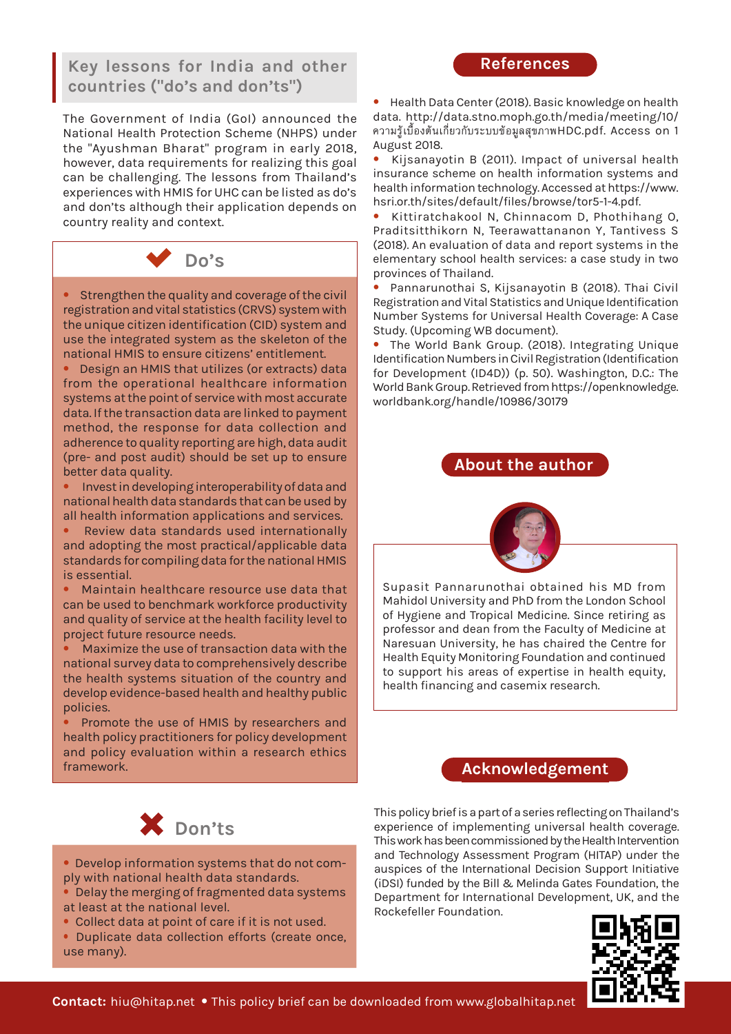## Key lessons for India and other countries ("do's and don'ts")

The Government of India (GoI) announced the National Health Protection Scheme (NHPS) under the "Ayushman Bharat" program in early 2018, however, data requirements for realizing this goal can be challenging. The lessons from Thailand's experiences with HMIS for UHC can be listed as do's and don'ts although their application depends on country reality and context.

### Do's

- Strengthen the quality and coverage of the civil registration and vital statistics (CRVS) system with the unique citizen identification (CID) system and use the integrated system as the skeleton of the national HMIS to ensure citizens' entitlement.
- Design an HMIS that utilizes (or extracts) data from the operational healthcare information systems at the point of service with most accurate data. If the transaction data are linked to payment method, the response for data collection and adherence to quality reporting are high, data audit (pre- and post audit) should be set up to ensure better data quality.
- Invest in developing interoperability of data and national health data standards that can be used by all health information applications and services.
- Review data standards used internationally and adopting the most practical/applicable data standards for compiling data for the national HMIS is essential.
- Maintain healthcare resource use data that can be used to benchmark workforce productivity and quality of service at the health facility level to project future resource needs.
- Maximize the use of transaction data with the national survey data to comprehensively describe the health systems situation of the country and develop evidence-based health and healthy public policies.
- Promote the use of HMIS by researchers and health policy practitioners for policy development and policy evaluation within a research ethics framework.

### Don'ts

- Develop information systems that do not comply with national health data standards.
- Delay the merging of fragmented data systems at least at the national level.
- Collect data at point of care if it is not used.
- Duplicate data collection efforts (create once, use many).

## References

- Health Data Center (2018). Basic knowledge on health data. http://data.stno.moph.go.th/media/meeting/10/ความรู้เบื้องต้นเกี่ยวกับระบบข้อมูลสุขภาพHDC.pdf. Access on 1 August 2018.
- Kijsanayotin B (2011). Impact of universal health insurance scheme on health information systems and health information technology. Accessed at https://www.hsri.or.th/sites/default/files/browse/tor5-1-4.pdf.
- Kittiratchakool N, Chinnacom D, Phothihang O, Praditsitthikorn N, Teerawattananon Y, Tantivess S (2018). An evaluation of data and report systems in the elementary school health services: a case study in two provinces of Thailand.
- Pannarunothai S, Kijsanayotin B (2018). Thai Civil Registration and Vital Statistics and Unique Identification Number Systems for Universal Health Coverage: A Case Study. (Upcoming WB document).
- The World Bank Group. (2018). Integrating Unique Identification Numbers in Civil Registration (Identification for Development (ID4D)) (p. 50). Washington, D.C.: The World Bank Group. Retrieved from https://openknowledge.worldbank.org/handle/10986/30179

## About the author

Supasit Pannarunothai obtained his MD from Mahidol University and PhD from the London School of Hygiene and Tropical Medicine. Since retiring as professor and dean from the Faculty of Medicine at Naresuan University, he has chaired the Centre for Health Equity Monitoring Foundation and continued to support his areas of expertise in health equity, health financing and casemix research.

## Acknowledgement

This policy brief is a part of a series reflecting on Thailand's experience of implementing universal health coverage. This work has been commissioned by the Health Intervention and Technology Assessment Program (HITAP) under the auspices of the International Decision Support Initiative (iDSI) funded by the Bill & Melinda Gates Foundation, the Department for International Development, UK, and the Rockefeller Foundation.

**Contact:** hiu@hitap.net • This policy brief can be downloaded from www.globalhitap.net